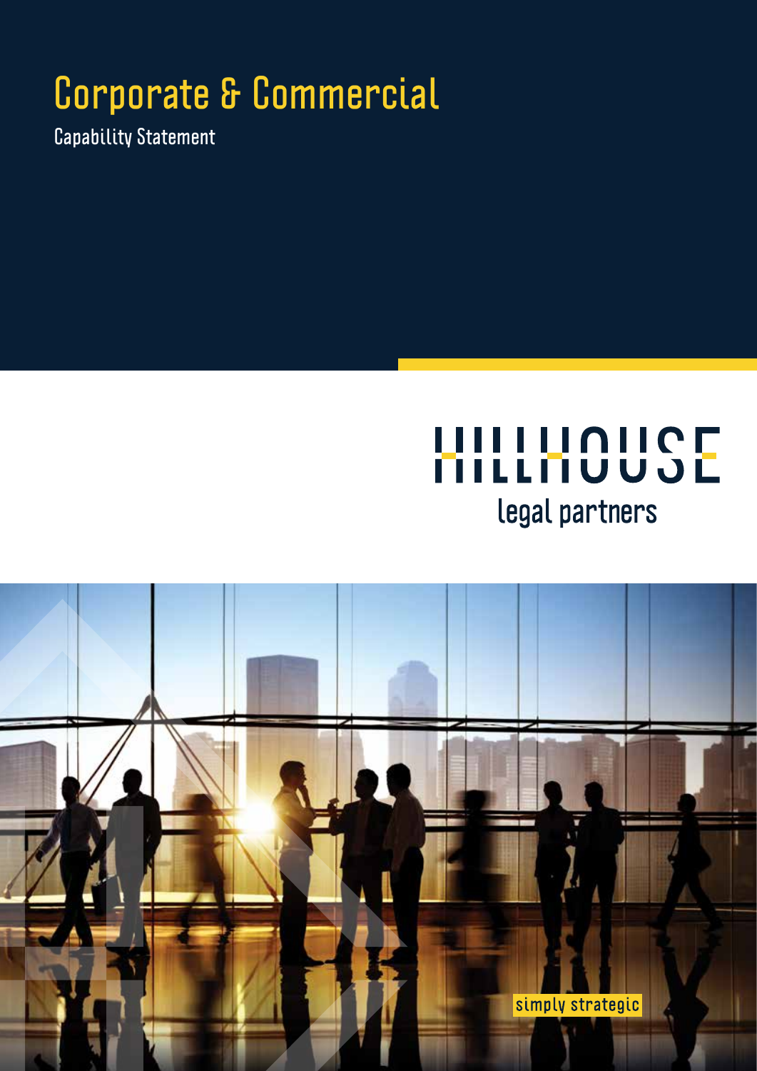# Corporate & Commercial

Capability Statement

HILLHOUSE
legal partners

simply strategic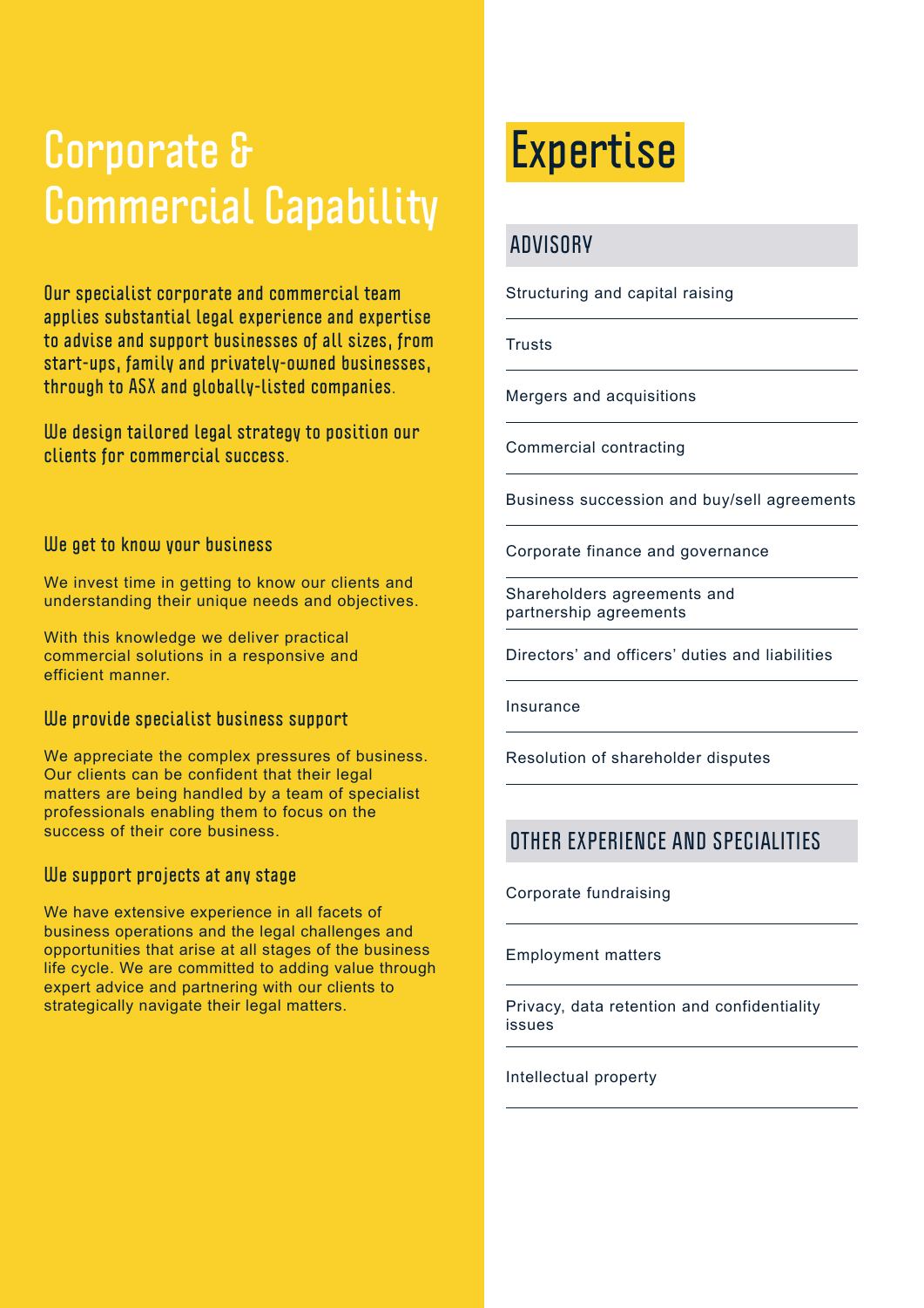# Corporate & Commercial Capability

**Our specialist corporate and commercial team applies substantial legal experience and expertise to advise and support businesses of all sizes, from start-ups, family and privately-owned businesses, through to ASX and globally-listed companies.**

**We design tailored legal strategy to position our clients for commercial success.**

### We get to know your business

We invest time in getting to know our clients and understanding their unique needs and objectives.

With this knowledge we deliver practical commercial solutions in a responsive and efficient manner.

### We provide specialist business support

We appreciate the complex pressures of business. Our clients can be confident that their legal matters are being handled by a team of specialist professionals enabling them to focus on the success of their core business.

### We support projects at any stage

We have extensive experience in all facets of business operations and the legal challenges and opportunities that arise at all stages of the business life cycle. We are committed to adding value through expert advice and partnering with our clients to strategically navigate their legal matters.

# Expertise

## ADVISORY

- Structuring and capital raising
- Trusts
- Mergers and acquisitions
- Commercial contracting
- Business succession and buy/sell agreements
- Corporate finance and governance
- Shareholders agreements and partnership agreements
- Directors' and officers' duties and liabilities
- Insurance
- Resolution of shareholder disputes

## OTHER EXPERIENCE AND SPECIALITIES

- Corporate fundraising
- Employment matters
- Privacy, data retention and confidentiality issues
- Intellectual property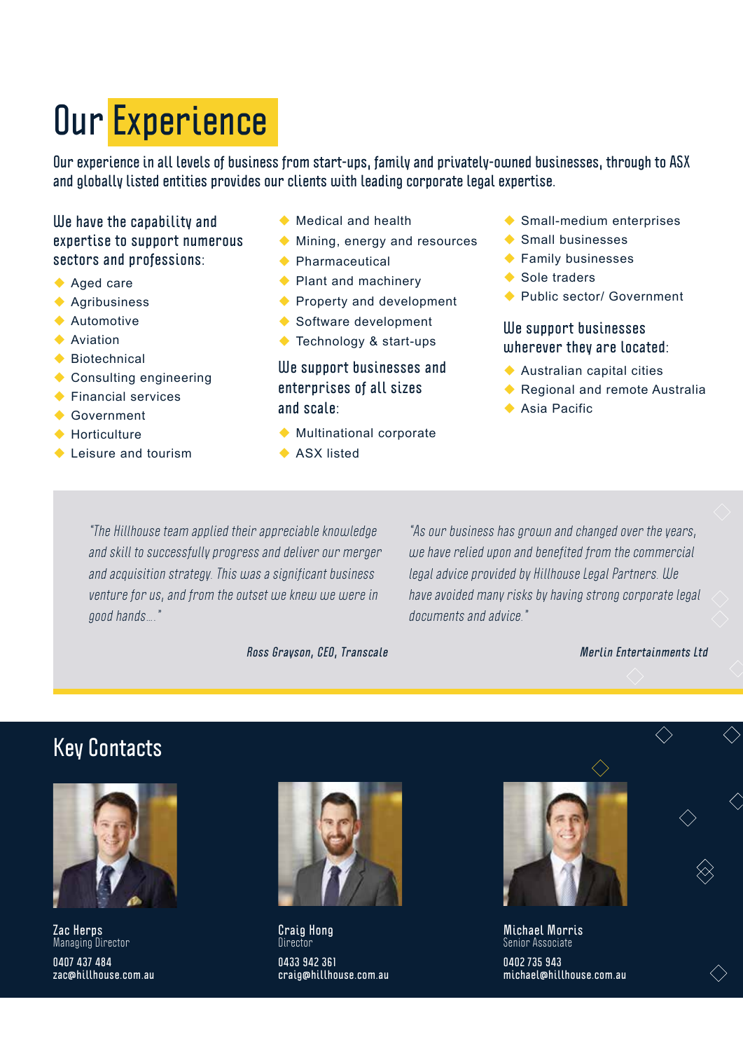# Our Experience

Our experience in all levels of business from start-ups, family and privately-owned businesses, through to ASX and globally listed entities provides our clients with leading corporate legal expertise.

### We have the capability and expertise to support numerous sectors and professions:

- Aged care
- Agribusiness
- Automotive
- Aviation
- Biotechnical
- Consulting engineering
- Financial services
- Government
- Horticulture
- Leisure and tourism
- Medical and health
- Mining, energy and resources
- Pharmaceutical
- Plant and machinery
- Property and development
- Software development
- Technology & start-ups

### We support businesses and enterprises of all sizes and scale:

- Multinational corporate
- ASX listed
- Small-medium enterprises
- Small businesses
- Family businesses
- Sole traders
- Public sector/ Government

### We support businesses wherever they are located:

- Australian capital cities
- Regional and remote Australia
- Asia Pacific

*"The Hillhouse team applied their appreciable knowledge and skill to successfully progress and deliver our merger and acquisition strategy. This was a significant business venture for us, and from the outset we knew we were in good hands…."*

***Ross Grayson, CEO, Transcale***

*"As our business has grown and changed over the years, we have relied upon and benefited from the commercial legal advice provided by Hillhouse Legal Partners. We have avoided many risks by having strong corporate legal documents and advice."*

***Merlin Entertainments Ltd***

## Key Contacts

**Zac Herps**
Managing Director
0407 437 484
zac@hillhouse.com.au

**Craig Hong**
Director
0433 942 361
craig@hillhouse.com.au

**Michael Morris**
Senior Associate
0402 735 943
michael@hillhouse.com.au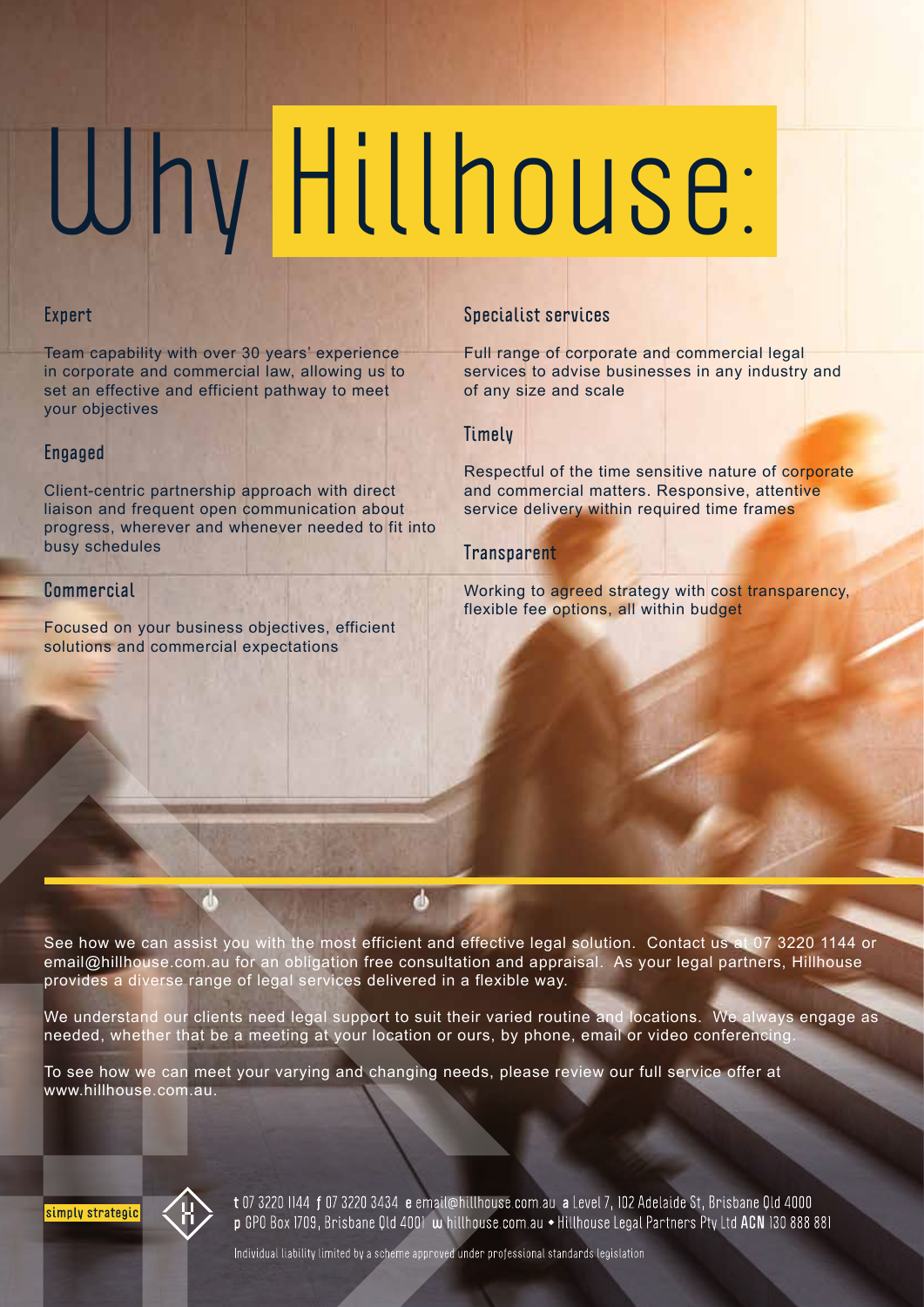# Why Hillhouse:

### Expert

Team capability with over 30 years' experience in corporate and commercial law, allowing us to set an effective and efficient pathway to meet your objectives

### Engaged

Client-centric partnership approach with direct liaison and frequent open communication about progress, wherever and whenever needed to fit into busy schedules

### Commercial

Focused on your business objectives, efficient solutions and commercial expectations

### Specialist services

Full range of corporate and commercial legal services to advise businesses in any industry and of any size and scale

### Timely

Respectful of the time sensitive nature of corporate and commercial matters. Responsive, attentive service delivery within required time frames

### Transparent

Working to agreed strategy with cost transparency, flexible fee options, all within budget

See how we can assist you with the most efficient and effective legal solution. Contact us at 07 3220 1144 or email@hillhouse.com.au for an obligation free consultation and appraisal. As your legal partners, Hillhouse provides a diverse range of legal services delivered in a flexible way.

We understand our clients need legal support to suit their varied routine and locations. We always engage as needed, whether that be a meeting at your location or ours, by phone, email or video conferencing.

To see how we can meet your varying and changing needs, please review our full service offer at www.hillhouse.com.au.

simply strategic

**t** 07 3220 1144 **f** 07 3220 3434 **e** email@hillhouse.com.au **a** Level 7, 102 Adelaide St, Brisbane Qld 4000
**p** GPO Box 1709, Brisbane Qld 4001 **w** hillhouse.com.au • Hillhouse Legal Partners Pty Ltd **ACN** 130 888 881

Individual liability limited by a scheme approved under professional standards legislation